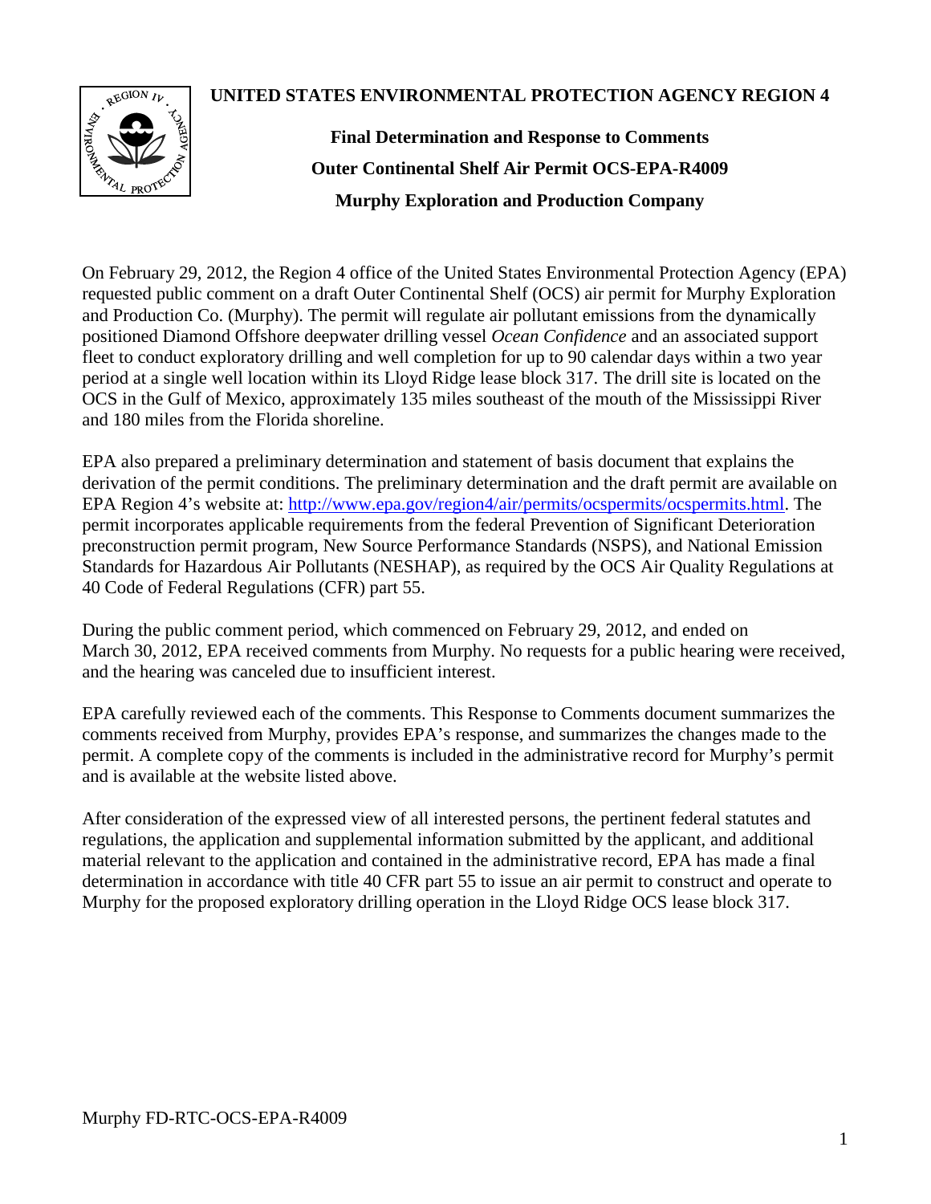**UNITED STATES ENVIRONMENTAL PROTECTION AGENCY REGION 4**

# Final Determination and Response to Comments
## Outer Continental Shelf Air Permit OCS-EPA-R4009
## Murphy Exploration and Production Company

On February 29, 2012, the Region 4 office of the United States Environmental Protection Agency (EPA) requested public comment on a draft Outer Continental Shelf (OCS) air permit for Murphy Exploration and Production Co. (Murphy). The permit will regulate air pollutant emissions from the dynamically positioned Diamond Offshore deepwater drilling vessel *Ocean Confidence* and an associated support fleet to conduct exploratory drilling and well completion for up to 90 calendar days within a two year period at a single well location within its Lloyd Ridge lease block 317. The drill site is located on the OCS in the Gulf of Mexico, approximately 135 miles southeast of the mouth of the Mississippi River and 180 miles from the Florida shoreline.

EPA also prepared a preliminary determination and statement of basis document that explains the derivation of the permit conditions. The preliminary determination and the draft permit are available on EPA Region 4's website at: [http://www.epa.gov/region4/air/permits/ocspermits/ocspermits.html](http://www.epa.gov/region4/air/permits/ocspermits/ocspermits.html). The permit incorporates applicable requirements from the federal Prevention of Significant Deterioration preconstruction permit program, New Source Performance Standards (NSPS), and National Emission Standards for Hazardous Air Pollutants (NESHAP), as required by the OCS Air Quality Regulations at 40 Code of Federal Regulations (CFR) part 55.

During the public comment period, which commenced on February 29, 2012, and ended on March 30, 2012, EPA received comments from Murphy. No requests for a public hearing were received, and the hearing was canceled due to insufficient interest.

EPA carefully reviewed each of the comments. This Response to Comments document summarizes the comments received from Murphy, provides EPA's response, and summarizes the changes made to the permit. A complete copy of the comments is included in the administrative record for Murphy's permit and is available at the website listed above.

After consideration of the expressed view of all interested persons, the pertinent federal statutes and regulations, the application and supplemental information submitted by the applicant, and additional material relevant to the application and contained in the administrative record, EPA has made a final determination in accordance with title 40 CFR part 55 to issue an air permit to construct and operate to Murphy for the proposed exploratory drilling operation in the Lloyd Ridge OCS lease block 317.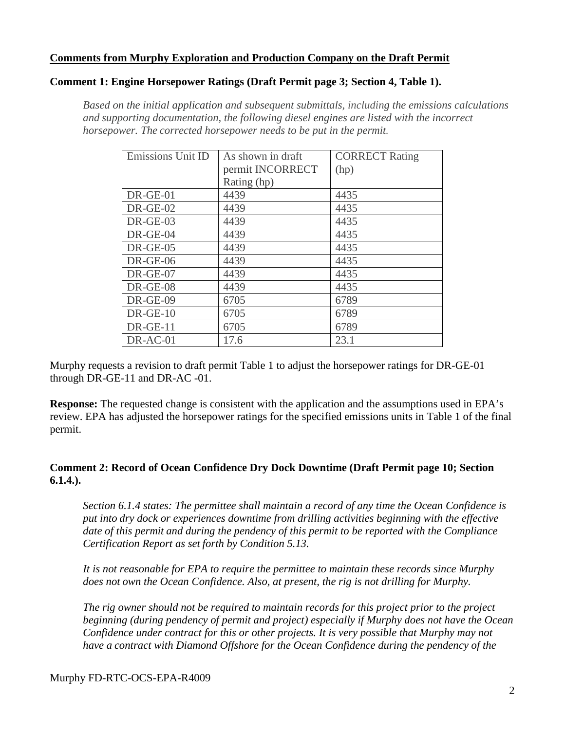**Comments from Murphy Exploration and Production Company on the Draft Permit**

**Comment 1: Engine Horsepower Ratings (Draft Permit page 3; Section 4, Table 1).**

*Based on the initial application and subsequent submittals, including the emissions calculations and supporting documentation, the following diesel engines are listed with the incorrect horsepower. The corrected horsepower needs to be put in the permit.*

| Emissions Unit ID | As shown in draft permit INCORRECT Rating (hp) | CORRECT Rating (hp) |
|---|---|---|
| DR-GE-01 | 4439 | 4435 |
| DR-GE-02 | 4439 | 4435 |
| DR-GE-03 | 4439 | 4435 |
| DR-GE-04 | 4439 | 4435 |
| DR-GE-05 | 4439 | 4435 |
| DR-GE-06 | 4439 | 4435 |
| DR-GE-07 | 4439 | 4435 |
| DR-GE-08 | 4439 | 4435 |
| DR-GE-09 | 6705 | 6789 |
| DR-GE-10 | 6705 | 6789 |
| DR-GE-11 | 6705 | 6789 |
| DR-AC-01 | 17.6 | 23.1 |

Murphy requests a revision to draft permit Table 1 to adjust the horsepower ratings for DR-GE-01 through DR-GE-11 and DR-AC -01.

**Response:** The requested change is consistent with the application and the assumptions used in EPA's review. EPA has adjusted the horsepower ratings for the specified emissions units in Table 1 of the final permit.

**Comment 2: Record of Ocean Confidence Dry Dock Downtime (Draft Permit page 10; Section 6.1.4.).**

*Section 6.1.4 states: The permittee shall maintain a record of any time the Ocean Confidence is put into dry dock or experiences downtime from drilling activities beginning with the effective date of this permit and during the pendency of this permit to be reported with the Compliance Certification Report as set forth by Condition 5.13.*

*It is not reasonable for EPA to require the permittee to maintain these records since Murphy does not own the Ocean Confidence. Also, at present, the rig is not drilling for Murphy.*

*The rig owner should not be required to maintain records for this project prior to the project beginning (during pendency of permit and project) especially if Murphy does not have the Ocean Confidence under contract for this or other projects. It is very possible that Murphy may not have a contract with Diamond Offshore for the Ocean Confidence during the pendency of the*

Murphy FD-RTC-OCS-EPA-R4009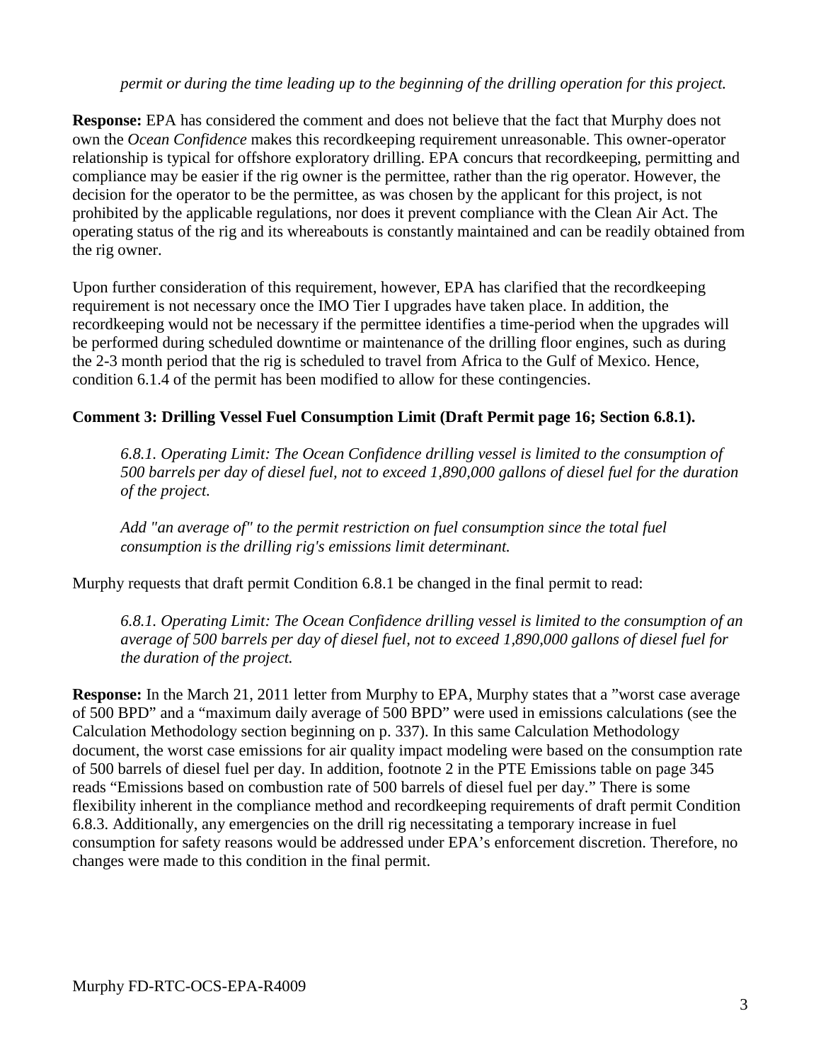*permit or during the time leading up to the beginning of the drilling operation for this project.*

**Response:** EPA has considered the comment and does not believe that the fact that Murphy does not own the *Ocean Confidence* makes this recordkeeping requirement unreasonable. This owner-operator relationship is typical for offshore exploratory drilling. EPA concurs that recordkeeping, permitting and compliance may be easier if the rig owner is the permittee, rather than the rig operator. However, the decision for the operator to be the permittee, as was chosen by the applicant for this project, is not prohibited by the applicable regulations, nor does it prevent compliance with the Clean Air Act. The operating status of the rig and its whereabouts is constantly maintained and can be readily obtained from the rig owner.

Upon further consideration of this requirement, however, EPA has clarified that the recordkeeping requirement is not necessary once the IMO Tier I upgrades have taken place. In addition, the recordkeeping would not be necessary if the permittee identifies a time-period when the upgrades will be performed during scheduled downtime or maintenance of the drilling floor engines, such as during the 2-3 month period that the rig is scheduled to travel from Africa to the Gulf of Mexico. Hence, condition 6.1.4 of the permit has been modified to allow for these contingencies.

**Comment 3: Drilling Vessel Fuel Consumption Limit (Draft Permit page 16; Section 6.8.1).**

> *6.8.1. Operating Limit: The Ocean Confidence drilling vessel is limited to the consumption of 500 barrels per day of diesel fuel, not to exceed 1,890,000 gallons of diesel fuel for the duration of the project.*
>
> *Add "an average of" to the permit restriction on fuel consumption since the total fuel consumption is the drilling rig's emissions limit determinant.*

Murphy requests that draft permit Condition 6.8.1 be changed in the final permit to read:

> *6.8.1. Operating Limit: The Ocean Confidence drilling vessel is limited to the consumption of an average of 500 barrels per day of diesel fuel, not to exceed 1,890,000 gallons of diesel fuel for the duration of the project.*

**Response:** In the March 21, 2011 letter from Murphy to EPA, Murphy states that a "worst case average of 500 BPD" and a "maximum daily average of 500 BPD" were used in emissions calculations (see the Calculation Methodology section beginning on p. 337). In this same Calculation Methodology document, the worst case emissions for air quality impact modeling were based on the consumption rate of 500 barrels of diesel fuel per day. In addition, footnote 2 in the PTE Emissions table on page 345 reads "Emissions based on combustion rate of 500 barrels of diesel fuel per day." There is some flexibility inherent in the compliance method and recordkeeping requirements of draft permit Condition 6.8.3. Additionally, any emergencies on the drill rig necessitating a temporary increase in fuel consumption for safety reasons would be addressed under EPA's enforcement discretion. Therefore, no changes were made to this condition in the final permit.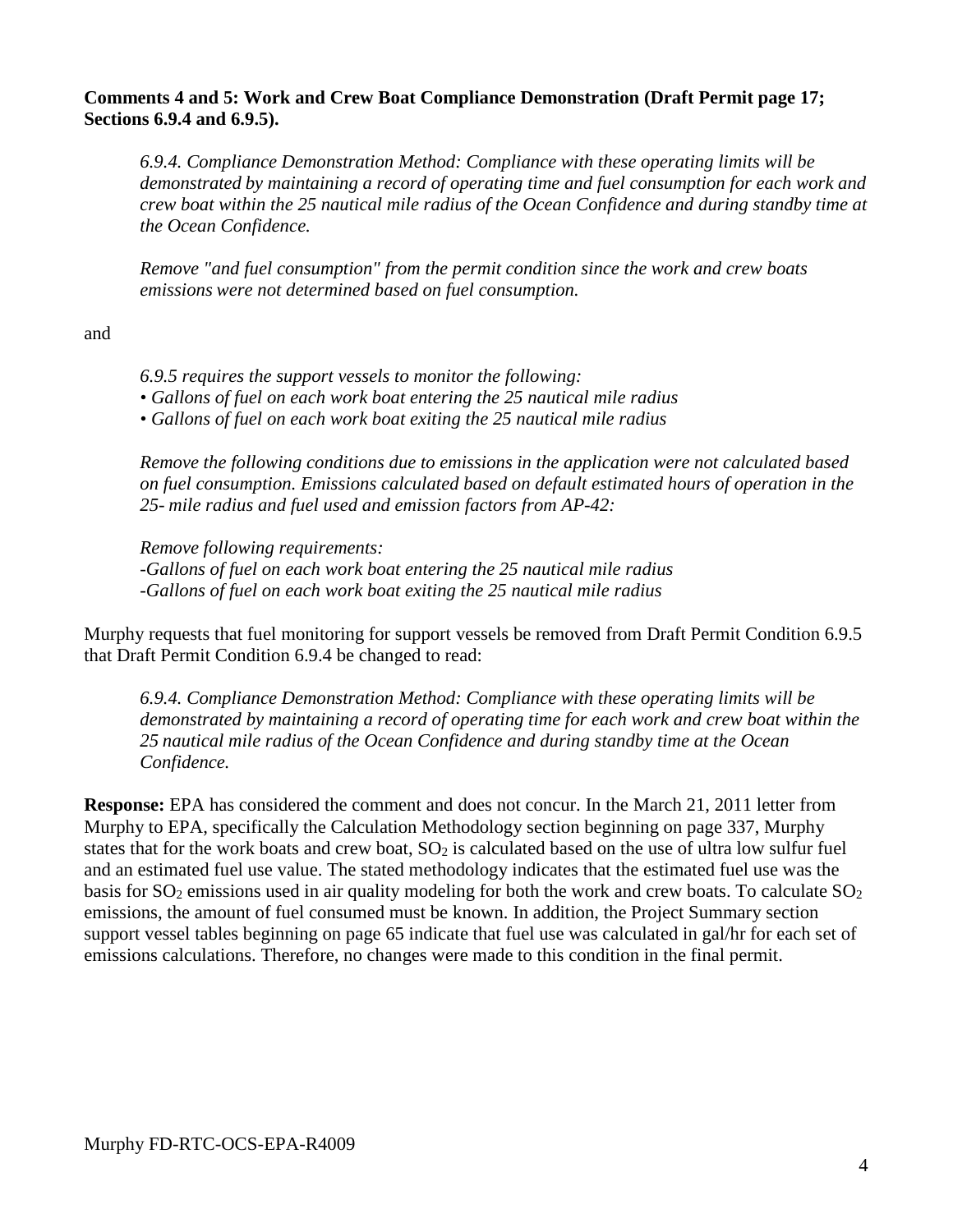**Comments 4 and 5: Work and Crew Boat Compliance Demonstration (Draft Permit page 17; Sections 6.9.4 and 6.9.5).**

> *6.9.4. Compliance Demonstration Method: Compliance with these operating limits will be demonstrated by maintaining a record of operating time and fuel consumption for each work and crew boat within the 25 nautical mile radius of the Ocean Confidence and during standby time at the Ocean Confidence.*
>
> *Remove "and fuel consumption" from the permit condition since the work and crew boats emissions were not determined based on fuel consumption.*

and

> *6.9.5 requires the support vessels to monitor the following:*
> *• Gallons of fuel on each work boat entering the 25 nautical mile radius*
> *• Gallons of fuel on each work boat exiting the 25 nautical mile radius*
>
> *Remove the following conditions due to emissions in the application were not calculated based on fuel consumption. Emissions calculated based on default estimated hours of operation in the 25- mile radius and fuel used and emission factors from AP-42:*
>
> *Remove following requirements:*
> *-Gallons of fuel on each work boat entering the 25 nautical mile radius*
> *-Gallons of fuel on each work boat exiting the 25 nautical mile radius*

Murphy requests that fuel monitoring for support vessels be removed from Draft Permit Condition 6.9.5 that Draft Permit Condition 6.9.4 be changed to read:

> *6.9.4. Compliance Demonstration Method: Compliance with these operating limits will be demonstrated by maintaining a record of operating time for each work and crew boat within the 25 nautical mile radius of the Ocean Confidence and during standby time at the Ocean Confidence.*

**Response:** EPA has considered the comment and does not concur. In the March 21, 2011 letter from Murphy to EPA, specifically the Calculation Methodology section beginning on page 337, Murphy states that for the work boats and crew boat, $SO_2$ is calculated based on the use of ultra low sulfur fuel and an estimated fuel use value. The stated methodology indicates that the estimated fuel use was the basis for $SO_2$ emissions used in air quality modeling for both the work and crew boats. To calculate $SO_2$ emissions, the amount of fuel consumed must be known. In addition, the Project Summary section support vessel tables beginning on page 65 indicate that fuel use was calculated in gal/hr for each set of emissions calculations. Therefore, no changes were made to this condition in the final permit.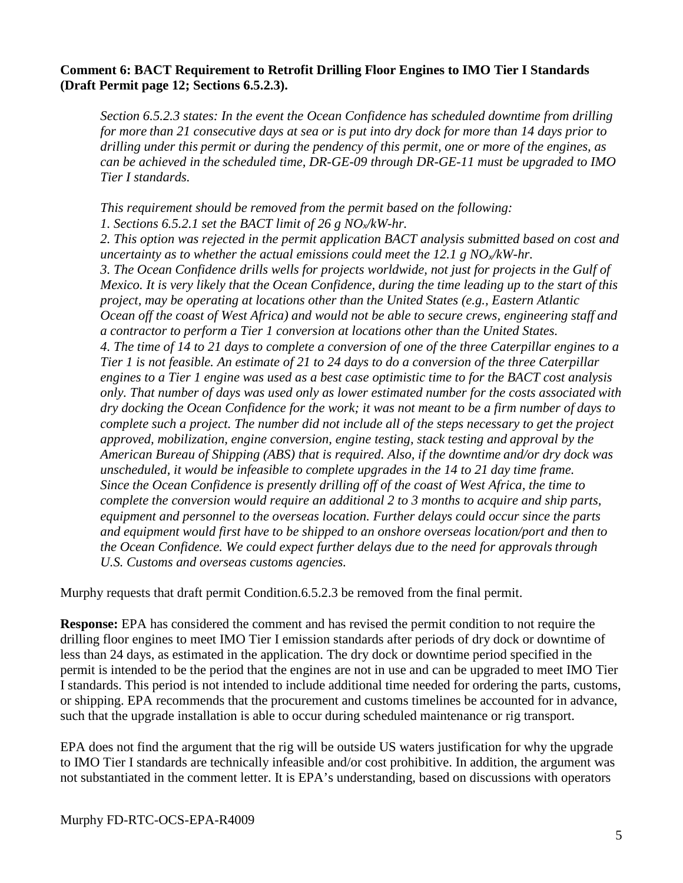**Comment 6: BACT Requirement to Retrofit Drilling Floor Engines to IMO Tier I Standards (Draft Permit page 12; Sections 6.5.2.3).**

*Section 6.5.2.3 states: In the event the Ocean Confidence has scheduled downtime from drilling for more than 21 consecutive days at sea or is put into dry dock for more than 14 days prior to drilling under this permit or during the pendency of this permit, one or more of the engines, as can be achieved in the scheduled time, DR-GE-09 through DR-GE-11 must be upgraded to IMO Tier I standards.*

*This requirement should be removed from the permit based on the following:*
*1. Sections 6.5.2.1 set the BACT limit of 26 g $NO_x$/kW-hr.*
*2. This option was rejected in the permit application BACT analysis submitted based on cost and uncertainty as to whether the actual emissions could meet the 12.1 g $NO_x$/kW-hr.*
*3. The Ocean Confidence drills wells for projects worldwide, not just for projects in the Gulf of Mexico. It is very likely that the Ocean Confidence, during the time leading up to the start of this project, may be operating at locations other than the United States (e.g., Eastern Atlantic Ocean off the coast of West Africa) and would not be able to secure crews, engineering staff and a contractor to perform a Tier 1 conversion at locations other than the United States.*
*4. The time of 14 to 21 days to complete a conversion of one of the three Caterpillar engines to a Tier 1 is not feasible. An estimate of 21 to 24 days to do a conversion of the three Caterpillar engines to a Tier 1 engine was used as a best case optimistic time to for the BACT cost analysis only. That number of days was used only as lower estimated number for the costs associated with dry docking the Ocean Confidence for the work; it was not meant to be a firm number of days to complete such a project. The number did not include all of the steps necessary to get the project approved, mobilization, engine conversion, engine testing, stack testing and approval by the American Bureau of Shipping (ABS) that is required. Also, if the downtime and/or dry dock was unscheduled, it would be infeasible to complete upgrades in the 14 to 21 day time frame. Since the Ocean Confidence is presently drilling off of the coast of West Africa, the time to complete the conversion would require an additional 2 to 3 months to acquire and ship parts, equipment and personnel to the overseas location. Further delays could occur since the parts and equipment would first have to be shipped to an onshore overseas location/port and then to the Ocean Confidence. We could expect further delays due to the need for approvals through U.S. Customs and overseas customs agencies.*

Murphy requests that draft permit Condition.6.5.2.3 be removed from the final permit.

**Response:** EPA has considered the comment and has revised the permit condition to not require the drilling floor engines to meet IMO Tier I emission standards after periods of dry dock or downtime of less than 24 days, as estimated in the application. The dry dock or downtime period specified in the permit is intended to be the period that the engines are not in use and can be upgraded to meet IMO Tier I standards. This period is not intended to include additional time needed for ordering the parts, customs, or shipping. EPA recommends that the procurement and customs timelines be accounted for in advance, such that the upgrade installation is able to occur during scheduled maintenance or rig transport.

EPA does not find the argument that the rig will be outside US waters justification for why the upgrade to IMO Tier I standards are technically infeasible and/or cost prohibitive. In addition, the argument was not substantiated in the comment letter. It is EPA's understanding, based on discussions with operators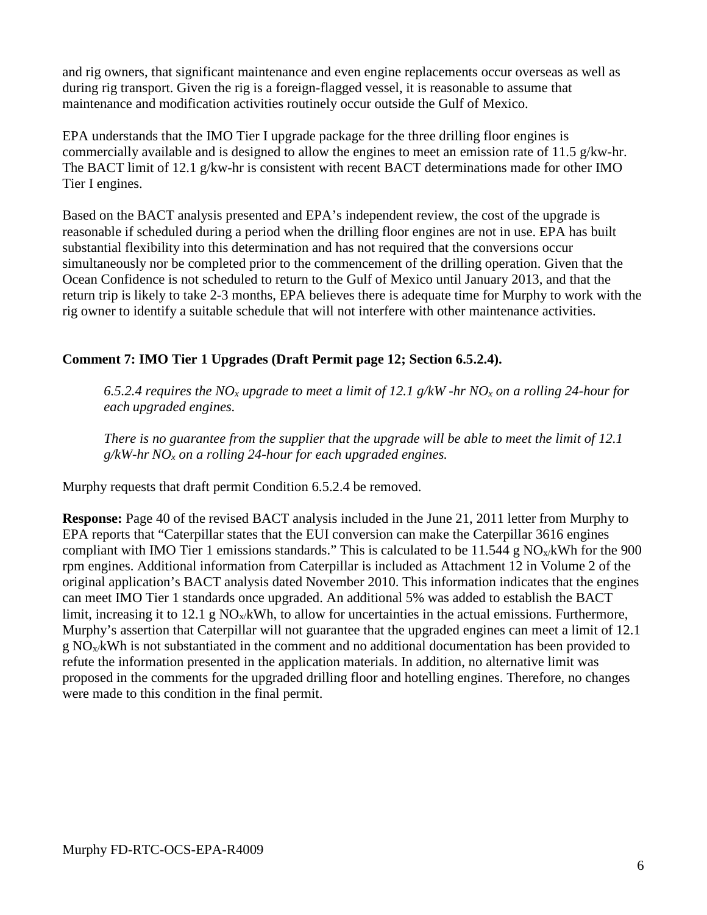and rig owners, that significant maintenance and even engine replacements occur overseas as well as during rig transport. Given the rig is a foreign-flagged vessel, it is reasonable to assume that maintenance and modification activities routinely occur outside the Gulf of Mexico.

EPA understands that the IMO Tier I upgrade package for the three drilling floor engines is commercially available and is designed to allow the engines to meet an emission rate of 11.5 g/kw-hr. The BACT limit of 12.1 g/kw-hr is consistent with recent BACT determinations made for other IMO Tier I engines.

Based on the BACT analysis presented and EPA's independent review, the cost of the upgrade is reasonable if scheduled during a period when the drilling floor engines are not in use. EPA has built substantial flexibility into this determination and has not required that the conversions occur simultaneously nor be completed prior to the commencement of the drilling operation. Given that the Ocean Confidence is not scheduled to return to the Gulf of Mexico until January 2013, and that the return trip is likely to take 2-3 months, EPA believes there is adequate time for Murphy to work with the rig owner to identify a suitable schedule that will not interfere with other maintenance activities.

**Comment 7: IMO Tier 1 Upgrades (Draft Permit page 12; Section 6.5.2.4).**

> *6.5.2.4 requires the $NO_x$ upgrade to meet a limit of 12.1 g/kW -hr $NO_x$ on a rolling 24-hour for each upgraded engines.*
>
> *There is no guarantee from the supplier that the upgrade will be able to meet the limit of 12.1 g/kW-hr $NO_x$ on a rolling 24-hour for each upgraded engines.*

Murphy requests that draft permit Condition 6.5.2.4 be removed.

**Response:** Page 40 of the revised BACT analysis included in the June 21, 2011 letter from Murphy to EPA reports that "Caterpillar states that the EUI conversion can make the Caterpillar 3616 engines compliant with IMO Tier 1 emissions standards." This is calculated to be 11.544 g $NO_x$/kWh for the 900 rpm engines. Additional information from Caterpillar is included as Attachment 12 in Volume 2 of the original application's BACT analysis dated November 2010. This information indicates that the engines can meet IMO Tier 1 standards once upgraded. An additional 5% was added to establish the BACT limit, increasing it to 12.1 g $NO_x$/kWh, to allow for uncertainties in the actual emissions. Furthermore, Murphy's assertion that Caterpillar will not guarantee that the upgraded engines can meet a limit of 12.1 g $NO_x$/kWh is not substantiated in the comment and no additional documentation has been provided to refute the information presented in the application materials. In addition, no alternative limit was proposed in the comments for the upgraded drilling floor and hotelling engines. Therefore, no changes were made to this condition in the final permit.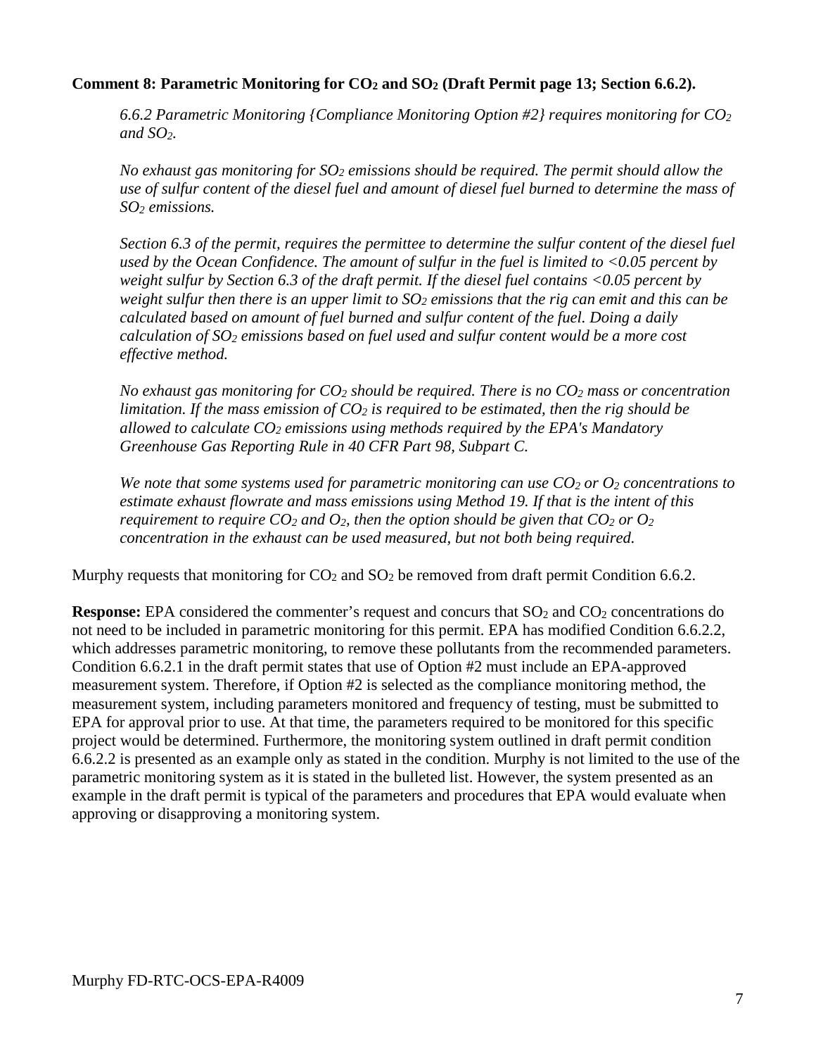**Comment 8: Parametric Monitoring for $CO_2$ and $SO_2$ (Draft Permit page 13; Section 6.6.2).**

> *6.6.2 Parametric Monitoring {Compliance Monitoring Option #2} requires monitoring for $CO_2$ and $SO_2$.*
>
> *No exhaust gas monitoring for $SO_2$ emissions should be required. The permit should allow the use of sulfur content of the diesel fuel and amount of diesel fuel burned to determine the mass of $SO_2$ emissions.*
>
> *Section 6.3 of the permit, requires the permittee to determine the sulfur content of the diesel fuel used by the Ocean Confidence. The amount of sulfur in the fuel is limited to <0.05 percent by weight sulfur by Section 6.3 of the draft permit. If the diesel fuel contains <0.05 percent by weight sulfur then there is an upper limit to $SO_2$ emissions that the rig can emit and this can be calculated based on amount of fuel burned and sulfur content of the fuel. Doing a daily calculation of $SO_2$ emissions based on fuel used and sulfur content would be a more cost effective method.*
>
> *No exhaust gas monitoring for $CO_2$ should be required. There is no $CO_2$ mass or concentration limitation. If the mass emission of $CO_2$ is required to be estimated, then the rig should be allowed to calculate $CO_2$ emissions using methods required by the EPA's Mandatory Greenhouse Gas Reporting Rule in 40 CFR Part 98, Subpart C.*
>
> *We note that some systems used for parametric monitoring can use $CO_2$ or $O_2$ concentrations to estimate exhaust flowrate and mass emissions using Method 19. If that is the intent of this requirement to require $CO_2$ and $O_2$, then the option should be given that $CO_2$ or $O_2$ concentration in the exhaust can be used measured, but not both being required.*

Murphy requests that monitoring for $CO_2$ and $SO_2$ be removed from draft permit Condition 6.6.2.

**Response:** EPA considered the commenter's request and concurs that $SO_2$ and $CO_2$ concentrations do not need to be included in parametric monitoring for this permit. EPA has modified Condition 6.6.2.2, which addresses parametric monitoring, to remove these pollutants from the recommended parameters. Condition 6.6.2.1 in the draft permit states that use of Option #2 must include an EPA-approved measurement system. Therefore, if Option #2 is selected as the compliance monitoring method, the measurement system, including parameters monitored and frequency of testing, must be submitted to EPA for approval prior to use. At that time, the parameters required to be monitored for this specific project would be determined. Furthermore, the monitoring system outlined in draft permit condition 6.6.2.2 is presented as an example only as stated in the condition. Murphy is not limited to the use of the parametric monitoring system as it is stated in the bulleted list. However, the system presented as an example in the draft permit is typical of the parameters and procedures that EPA would evaluate when approving or disapproving a monitoring system.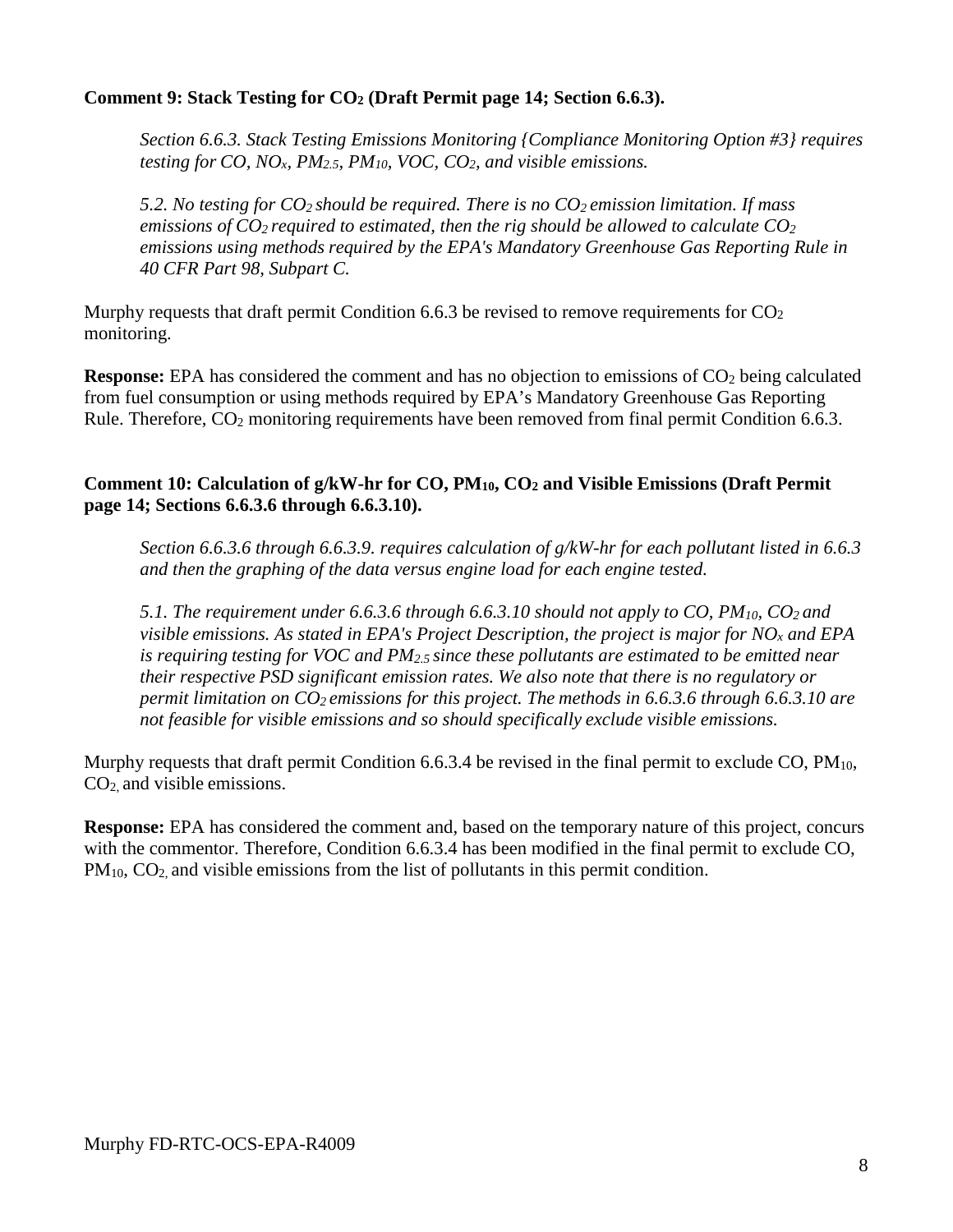**Comment 9: Stack Testing for $CO_2$ (Draft Permit page 14; Section 6.6.3).**

> *Section 6.6.3. Stack Testing Emissions Monitoring {Compliance Monitoring Option #3} requires testing for CO, $NO_x$, $PM_{2.5}$, $PM_{10}$, VOC, $CO_2$, and visible emissions.*
>
> *5.2. No testing for $CO_2$ should be required. There is no $CO_2$ emission limitation. If mass emissions of $CO_2$ required to estimated, then the rig should be allowed to calculate $CO_2$ emissions using methods required by the EPA's Mandatory Greenhouse Gas Reporting Rule in 40 CFR Part 98, Subpart C.*

Murphy requests that draft permit Condition 6.6.3 be revised to remove requirements for $CO_2$ monitoring.

**Response:** EPA has considered the comment and has no objection to emissions of $CO_2$ being calculated from fuel consumption or using methods required by EPA's Mandatory Greenhouse Gas Reporting Rule. Therefore, $CO_2$ monitoring requirements have been removed from final permit Condition 6.6.3.

**Comment 10: Calculation of g/kW-hr for CO, $PM_{10}$, $CO_2$ and Visible Emissions (Draft Permit page 14; Sections 6.6.3.6 through 6.6.3.10).**

> *Section 6.6.3.6 through 6.6.3.9. requires calculation of g/kW-hr for each pollutant listed in 6.6.3 and then the graphing of the data versus engine load for each engine tested.*
>
> *5.1. The requirement under 6.6.3.6 through 6.6.3.10 should not apply to CO, $PM_{10}$, $CO_2$ and visible emissions. As stated in EPA's Project Description, the project is major for $NO_x$ and EPA is requiring testing for VOC and $PM_{2.5}$ since these pollutants are estimated to be emitted near their respective PSD significant emission rates. We also note that there is no regulatory or permit limitation on $CO_2$ emissions for this project. The methods in 6.6.3.6 through 6.6.3.10 are not feasible for visible emissions and so should specifically exclude visible emissions.*

Murphy requests that draft permit Condition 6.6.3.4 be revised in the final permit to exclude CO, $PM_{10}$, $CO_2$, and visible emissions.

**Response:** EPA has considered the comment and, based on the temporary nature of this project, concurs with the commentor. Therefore, Condition 6.6.3.4 has been modified in the final permit to exclude CO, $PM_{10}$, $CO_2$, and visible emissions from the list of pollutants in this permit condition.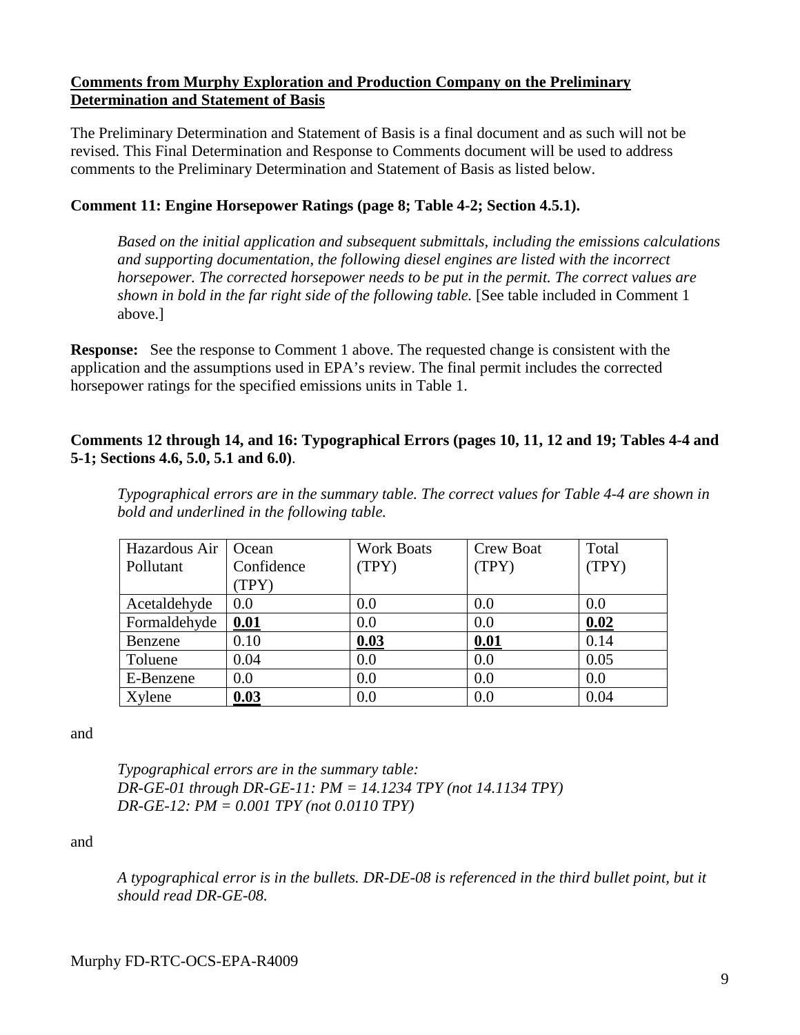**Comments from Murphy Exploration and Production Company on the Preliminary Determination and Statement of Basis**

The Preliminary Determination and Statement of Basis is a final document and as such will not be revised. This Final Determination and Response to Comments document will be used to address comments to the Preliminary Determination and Statement of Basis as listed below.

**Comment 11: Engine Horsepower Ratings (page 8; Table 4-2; Section 4.5.1).**

> *Based on the initial application and subsequent submittals, including the emissions calculations and supporting documentation, the following diesel engines are listed with the incorrect horsepower. The corrected horsepower needs to be put in the permit. The correct values are shown in bold in the far right side of the following table.* [See table included in Comment 1 above.]

**Response:** See the response to Comment 1 above. The requested change is consistent with the application and the assumptions used in EPA's review. The final permit includes the corrected horsepower ratings for the specified emissions units in Table 1.

**Comments 12 through 14, and 16: Typographical Errors (pages 10, 11, 12 and 19; Tables 4-4 and 5-1; Sections 4.6, 5.0, 5.1 and 6.0)**.

> *Typographical errors are in the summary table. The correct values for Table 4-4 are shown in bold and underlined in the following table.*

| Hazardous Air Pollutant | Ocean Confidence (TPY) | Work Boats (TPY) | Crew Boat (TPY) | Total (TPY) |
|---|---|---|---|---|
| Acetaldehyde | 0.0 | 0.0 | 0.0 | 0.0 |
| Formaldehyde | **<u>0.01</u>** | 0.0 | 0.0 | **<u>0.02</u>** |
| Benzene | 0.10 | **<u>0.03</u>** | **<u>0.01</u>** | 0.14 |
| Toluene | 0.04 | 0.0 | 0.0 | 0.05 |
| E-Benzene | 0.0 | 0.0 | 0.0 | 0.0 |
| Xylene | **<u>0.03</u>** | 0.0 | 0.0 | 0.04 |

and

> *Typographical errors are in the summary table:*
> *DR-GE-01 through DR-GE-11: PM = 14.1234 TPY (not 14.1134 TPY)*
> *DR-GE-12: PM = 0.001 TPY (not 0.0110 TPY)*

and

> *A typographical error is in the bullets. DR-DE-08 is referenced in the third bullet point, but it should read DR-GE-08.*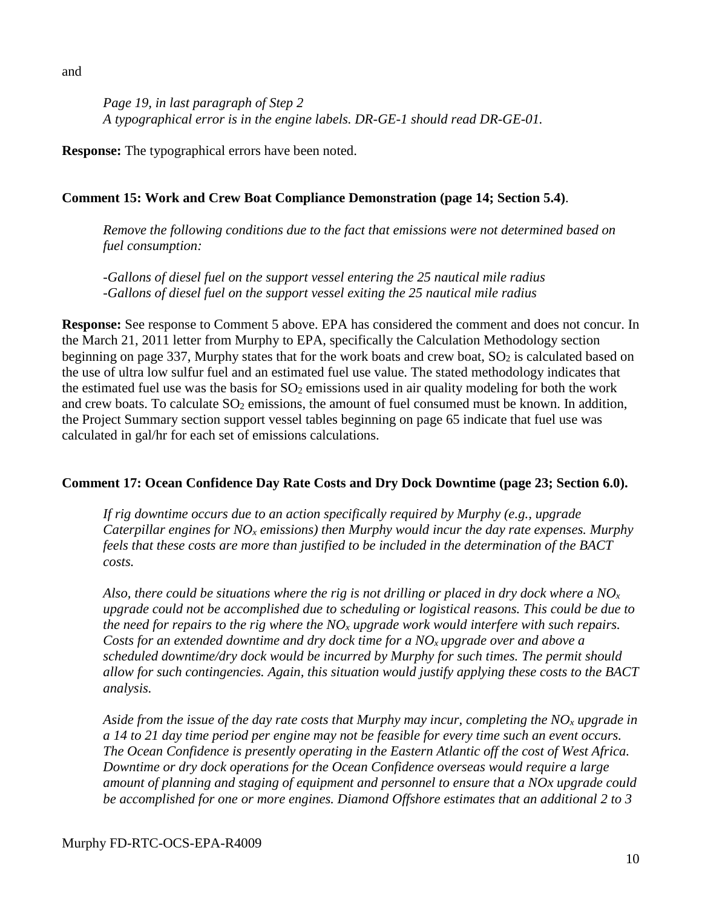and

*Page 19, in last paragraph of Step 2*
*A typographical error is in the engine labels. DR-GE-1 should read DR-GE-01.*

**Response:** The typographical errors have been noted.

**Comment 15: Work and Crew Boat Compliance Demonstration (page 14; Section 5.4)**.

*Remove the following conditions due to the fact that emissions were not determined based on fuel consumption:*

*-Gallons of diesel fuel on the support vessel entering the 25 nautical mile radius*
*-Gallons of diesel fuel on the support vessel exiting the 25 nautical mile radius*

**Response:** See response to Comment 5 above. EPA has considered the comment and does not concur. In the March 21, 2011 letter from Murphy to EPA, specifically the Calculation Methodology section beginning on page 337, Murphy states that for the work boats and crew boat, $SO_2$ is calculated based on the use of ultra low sulfur fuel and an estimated fuel use value. The stated methodology indicates that the estimated fuel use was the basis for $SO_2$ emissions used in air quality modeling for both the work and crew boats. To calculate $SO_2$ emissions, the amount of fuel consumed must be known. In addition, the Project Summary section support vessel tables beginning on page 65 indicate that fuel use was calculated in gal/hr for each set of emissions calculations.

**Comment 17: Ocean Confidence Day Rate Costs and Dry Dock Downtime (page 23; Section 6.0).**

*If rig downtime occurs due to an action specifically required by Murphy (e.g., upgrade Caterpillar engines for $NO_x$ emissions) then Murphy would incur the day rate expenses. Murphy feels that these costs are more than justified to be included in the determination of the BACT costs.*

*Also, there could be situations where the rig is not drilling or placed in dry dock where a $NO_x$ upgrade could not be accomplished due to scheduling or logistical reasons. This could be due to the need for repairs to the rig where the $NO_x$ upgrade work would interfere with such repairs. Costs for an extended downtime and dry dock time for a $NO_x$ upgrade over and above a scheduled downtime/dry dock would be incurred by Murphy for such times. The permit should allow for such contingencies. Again, this situation would justify applying these costs to the BACT analysis.*

*Aside from the issue of the day rate costs that Murphy may incur, completing the $NO_x$ upgrade in a 14 to 21 day time period per engine may not be feasible for every time such an event occurs. The Ocean Confidence is presently operating in the Eastern Atlantic off the cost of West Africa. Downtime or dry dock operations for the Ocean Confidence overseas would require a large amount of planning and staging of equipment and personnel to ensure that a NOx upgrade could be accomplished for one or more engines. Diamond Offshore estimates that an additional 2 to 3*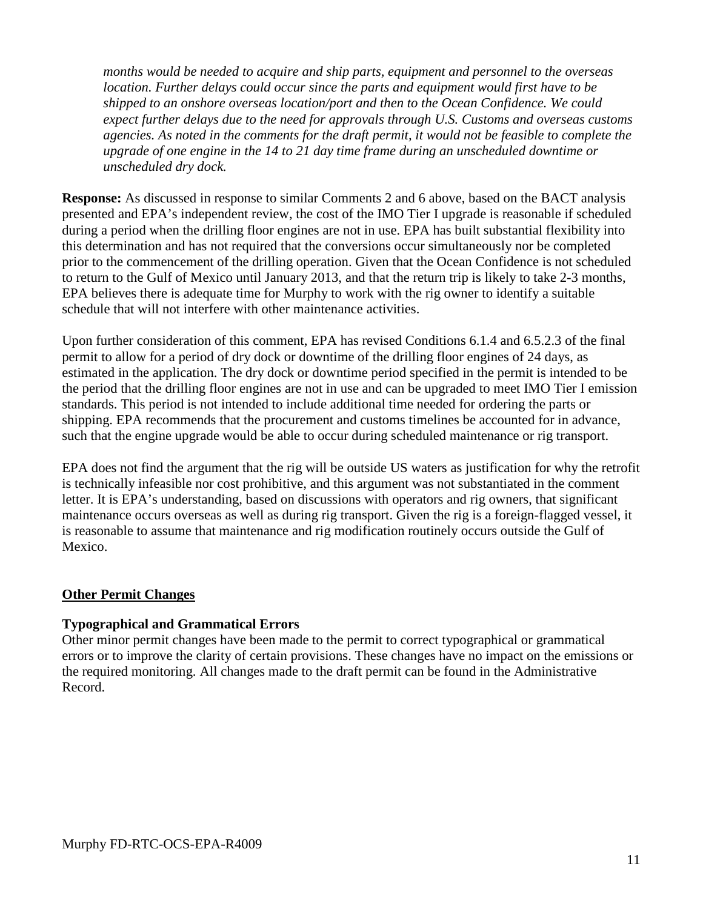*months would be needed to acquire and ship parts, equipment and personnel to the overseas location. Further delays could occur since the parts and equipment would first have to be shipped to an onshore overseas location/port and then to the Ocean Confidence. We could expect further delays due to the need for approvals through U.S. Customs and overseas customs agencies. As noted in the comments for the draft permit, it would not be feasible to complete the upgrade of one engine in the 14 to 21 day time frame during an unscheduled downtime or unscheduled dry dock.*

**Response:** As discussed in response to similar Comments 2 and 6 above, based on the BACT analysis presented and EPA's independent review, the cost of the IMO Tier I upgrade is reasonable if scheduled during a period when the drilling floor engines are not in use. EPA has built substantial flexibility into this determination and has not required that the conversions occur simultaneously nor be completed prior to the commencement of the drilling operation. Given that the Ocean Confidence is not scheduled to return to the Gulf of Mexico until January 2013, and that the return trip is likely to take 2-3 months, EPA believes there is adequate time for Murphy to work with the rig owner to identify a suitable schedule that will not interfere with other maintenance activities.

Upon further consideration of this comment, EPA has revised Conditions 6.1.4 and 6.5.2.3 of the final permit to allow for a period of dry dock or downtime of the drilling floor engines of 24 days, as estimated in the application. The dry dock or downtime period specified in the permit is intended to be the period that the drilling floor engines are not in use and can be upgraded to meet IMO Tier I emission standards. This period is not intended to include additional time needed for ordering the parts or shipping. EPA recommends that the procurement and customs timelines be accounted for in advance, such that the engine upgrade would be able to occur during scheduled maintenance or rig transport.

EPA does not find the argument that the rig will be outside US waters as justification for why the retrofit is technically infeasible nor cost prohibitive, and this argument was not substantiated in the comment letter. It is EPA's understanding, based on discussions with operators and rig owners, that significant maintenance occurs overseas as well as during rig transport. Given the rig is a foreign-flagged vessel, it is reasonable to assume that maintenance and rig modification routinely occurs outside the Gulf of Mexico.

## Other Permit Changes

### Typographical and Grammatical Errors

Other minor permit changes have been made to the permit to correct typographical or grammatical errors or to improve the clarity of certain provisions. These changes have no impact on the emissions or the required monitoring. All changes made to the draft permit can be found in the Administrative Record.